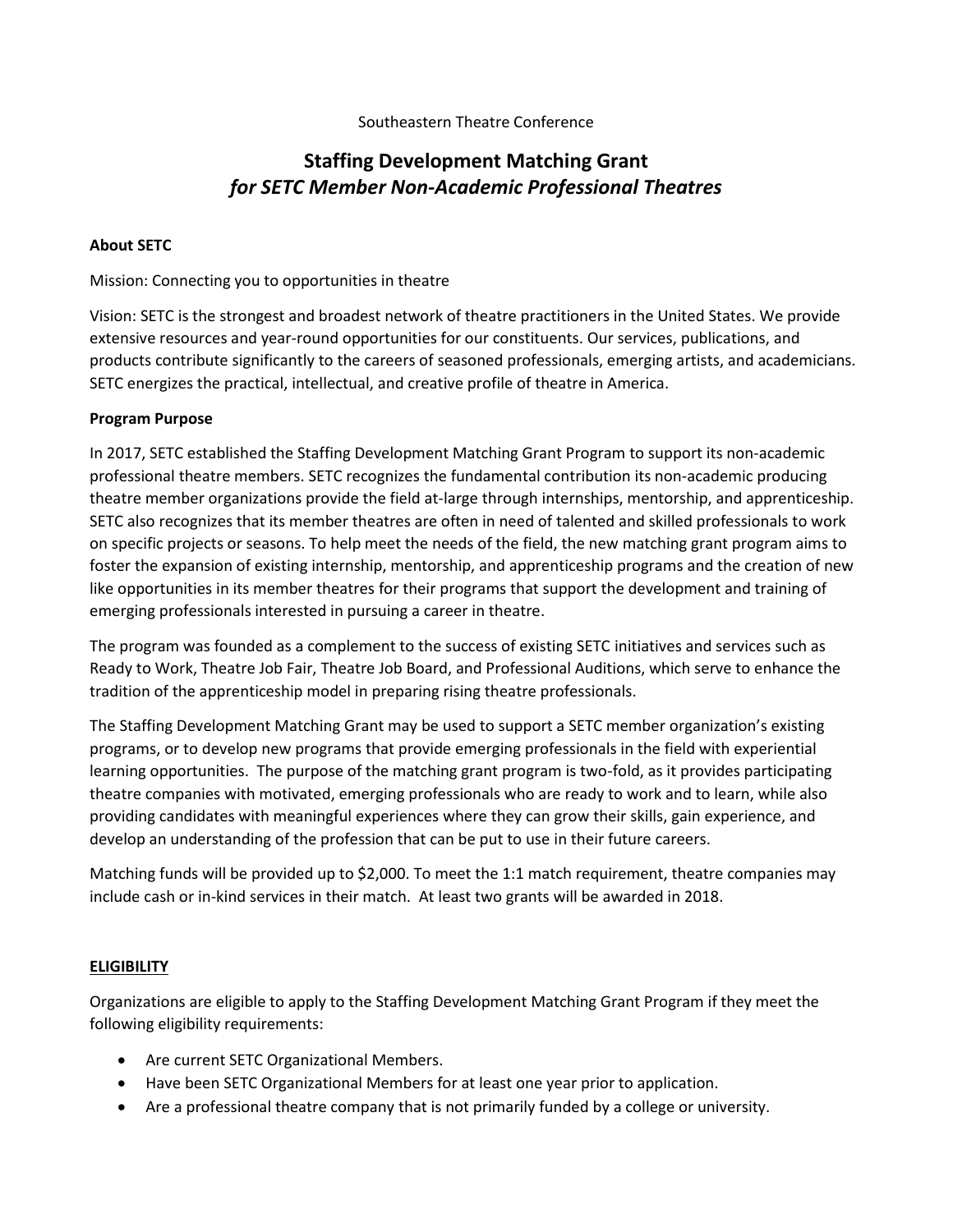Southeastern Theatre Conference

# Staffing Development Matching Grant
## *for SETC Member Non-Academic Professional Theatres*

**About SETC**

Mission: Connecting you to opportunities in theatre

Vision: SETC is the strongest and broadest network of theatre practitioners in the United States. We provide extensive resources and year-round opportunities for our constituents. Our services, publications, and products contribute significantly to the careers of seasoned professionals, emerging artists, and academicians. SETC energizes the practical, intellectual, and creative profile of theatre in America.

**Program Purpose**

In 2017, SETC established the Staffing Development Matching Grant Program to support its non-academic professional theatre members. SETC recognizes the fundamental contribution its non-academic producing theatre member organizations provide the field at-large through internships, mentorship, and apprenticeship. SETC also recognizes that its member theatres are often in need of talented and skilled professionals to work on specific projects or seasons. To help meet the needs of the field, the new matching grant program aims to foster the expansion of existing internship, mentorship, and apprenticeship programs and the creation of new like opportunities in its member theatres for their programs that support the development and training of emerging professionals interested in pursuing a career in theatre.

The program was founded as a complement to the success of existing SETC initiatives and services such as Ready to Work, Theatre Job Fair, Theatre Job Board, and Professional Auditions, which serve to enhance the tradition of the apprenticeship model in preparing rising theatre professionals.

The Staffing Development Matching Grant may be used to support a SETC member organization's existing programs, or to develop new programs that provide emerging professionals in the field with experiential learning opportunities. The purpose of the matching grant program is two-fold, as it provides participating theatre companies with motivated, emerging professionals who are ready to work and to learn, while also providing candidates with meaningful experiences where they can grow their skills, gain experience, and develop an understanding of the profession that can be put to use in their future careers.

Matching funds will be provided up to $2,000. To meet the 1:1 match requirement, theatre companies may include cash or in-kind services in their match. At least two grants will be awarded in 2018.

**ELIGIBILITY**

Organizations are eligible to apply to the Staffing Development Matching Grant Program if they meet the following eligibility requirements:

- Are current SETC Organizational Members.
- Have been SETC Organizational Members for at least one year prior to application.
- Are a professional theatre company that is not primarily funded by a college or university.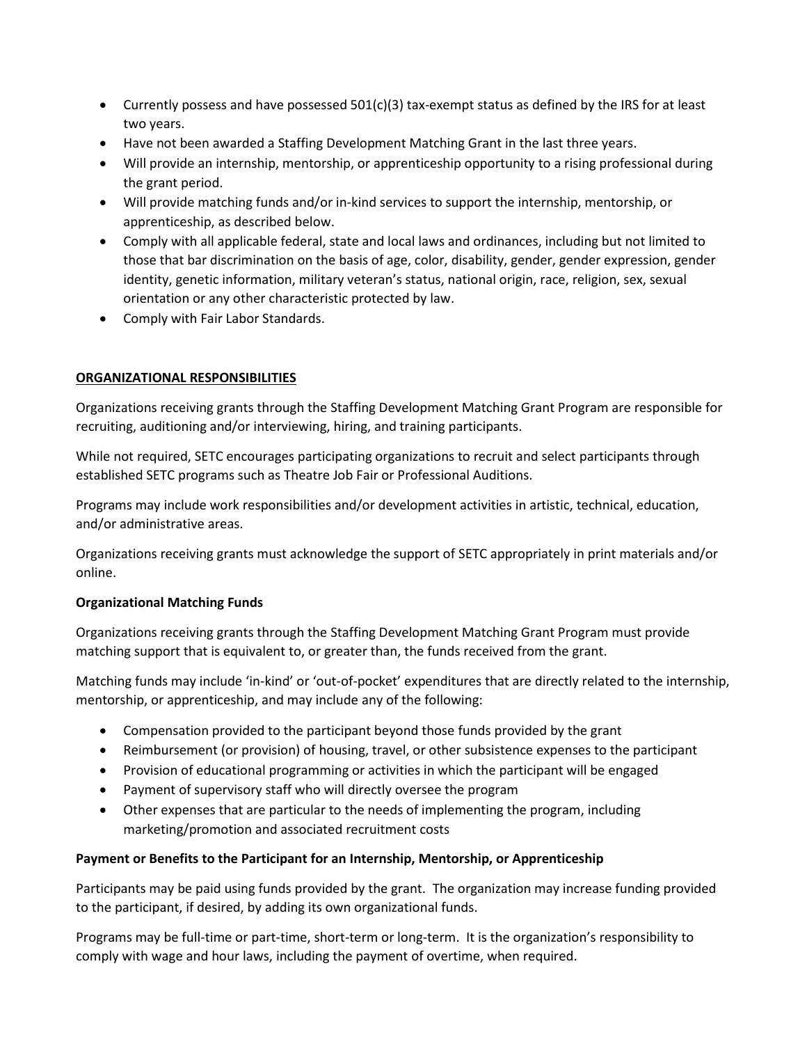- Currently possess and have possessed 501(c)(3) tax-exempt status as defined by the IRS for at least two years.
- Have not been awarded a Staffing Development Matching Grant in the last three years.
- Will provide an internship, mentorship, or apprenticeship opportunity to a rising professional during the grant period.
- Will provide matching funds and/or in-kind services to support the internship, mentorship, or apprenticeship, as described below.
- Comply with all applicable federal, state and local laws and ordinances, including but not limited to those that bar discrimination on the basis of age, color, disability, gender, gender expression, gender identity, genetic information, military veteran's status, national origin, race, religion, sex, sexual orientation or any other characteristic protected by law.
- Comply with Fair Labor Standards.

## ORGANIZATIONAL RESPONSIBILITIES

Organizations receiving grants through the Staffing Development Matching Grant Program are responsible for recruiting, auditioning and/or interviewing, hiring, and training participants.

While not required, SETC encourages participating organizations to recruit and select participants through established SETC programs such as Theatre Job Fair or Professional Auditions.

Programs may include work responsibilities and/or development activities in artistic, technical, education, and/or administrative areas.

Organizations receiving grants must acknowledge the support of SETC appropriately in print materials and/or online.

### Organizational Matching Funds

Organizations receiving grants through the Staffing Development Matching Grant Program must provide matching support that is equivalent to, or greater than, the funds received from the grant.

Matching funds may include 'in-kind' or 'out-of-pocket' expenditures that are directly related to the internship, mentorship, or apprenticeship, and may include any of the following:

- Compensation provided to the participant beyond those funds provided by the grant
- Reimbursement (or provision) of housing, travel, or other subsistence expenses to the participant
- Provision of educational programming or activities in which the participant will be engaged
- Payment of supervisory staff who will directly oversee the program
- Other expenses that are particular to the needs of implementing the program, including marketing/promotion and associated recruitment costs

### Payment or Benefits to the Participant for an Internship, Mentorship, or Apprenticeship

Participants may be paid using funds provided by the grant. The organization may increase funding provided to the participant, if desired, by adding its own organizational funds.

Programs may be full-time or part-time, short-term or long-term. It is the organization's responsibility to comply with wage and hour laws, including the payment of overtime, when required.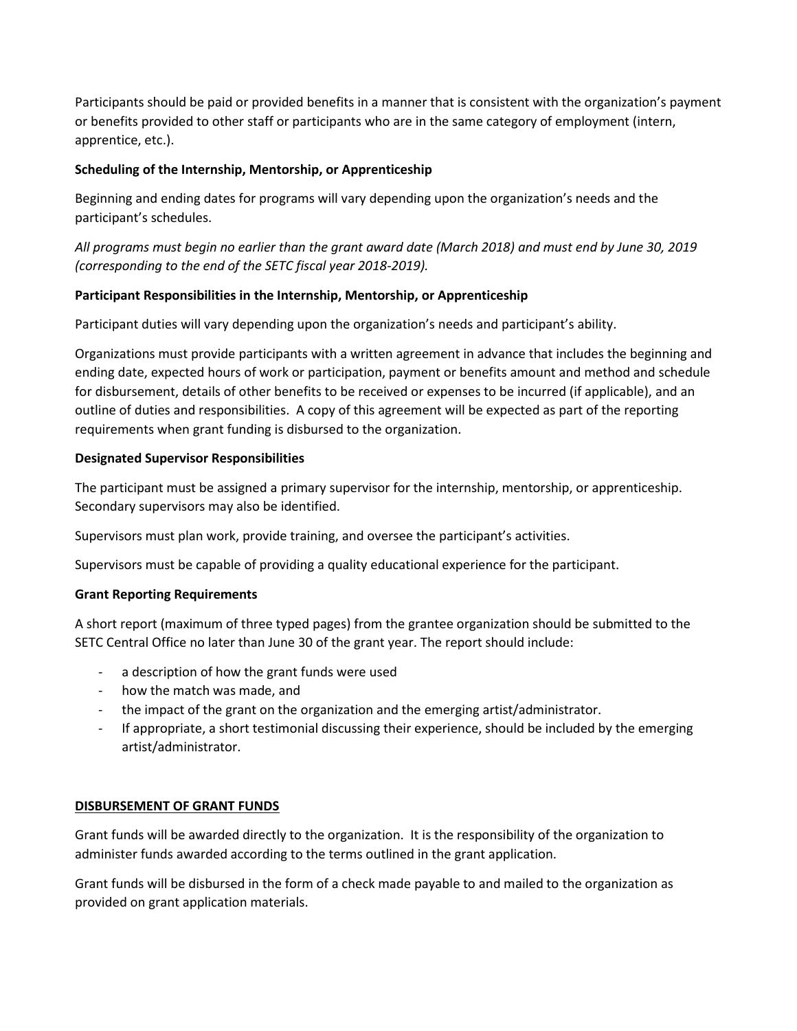Participants should be paid or provided benefits in a manner that is consistent with the organization's payment or benefits provided to other staff or participants who are in the same category of employment (intern, apprentice, etc.).

**Scheduling of the Internship, Mentorship, or Apprenticeship**

Beginning and ending dates for programs will vary depending upon the organization's needs and the participant's schedules.

*All programs must begin no earlier than the grant award date (March 2018) and must end by June 30, 2019 (corresponding to the end of the SETC fiscal year 2018-2019).*

**Participant Responsibilities in the Internship, Mentorship, or Apprenticeship**

Participant duties will vary depending upon the organization's needs and participant's ability.

Organizations must provide participants with a written agreement in advance that includes the beginning and ending date, expected hours of work or participation, payment or benefits amount and method and schedule for disbursement, details of other benefits to be received or expenses to be incurred (if applicable), and an outline of duties and responsibilities. A copy of this agreement will be expected as part of the reporting requirements when grant funding is disbursed to the organization.

**Designated Supervisor Responsibilities**

The participant must be assigned a primary supervisor for the internship, mentorship, or apprenticeship. Secondary supervisors may also be identified.

Supervisors must plan work, provide training, and oversee the participant's activities.

Supervisors must be capable of providing a quality educational experience for the participant.

**Grant Reporting Requirements**

A short report (maximum of three typed pages) from the grantee organization should be submitted to the SETC Central Office no later than June 30 of the grant year. The report should include:

- a description of how the grant funds were used
- how the match was made, and
- the impact of the grant on the organization and the emerging artist/administrator.
- If appropriate, a short testimonial discussing their experience, should be included by the emerging artist/administrator.

**DISBURSEMENT OF GRANT FUNDS**

Grant funds will be awarded directly to the organization. It is the responsibility of the organization to administer funds awarded according to the terms outlined in the grant application.

Grant funds will be disbursed in the form of a check made payable to and mailed to the organization as provided on grant application materials.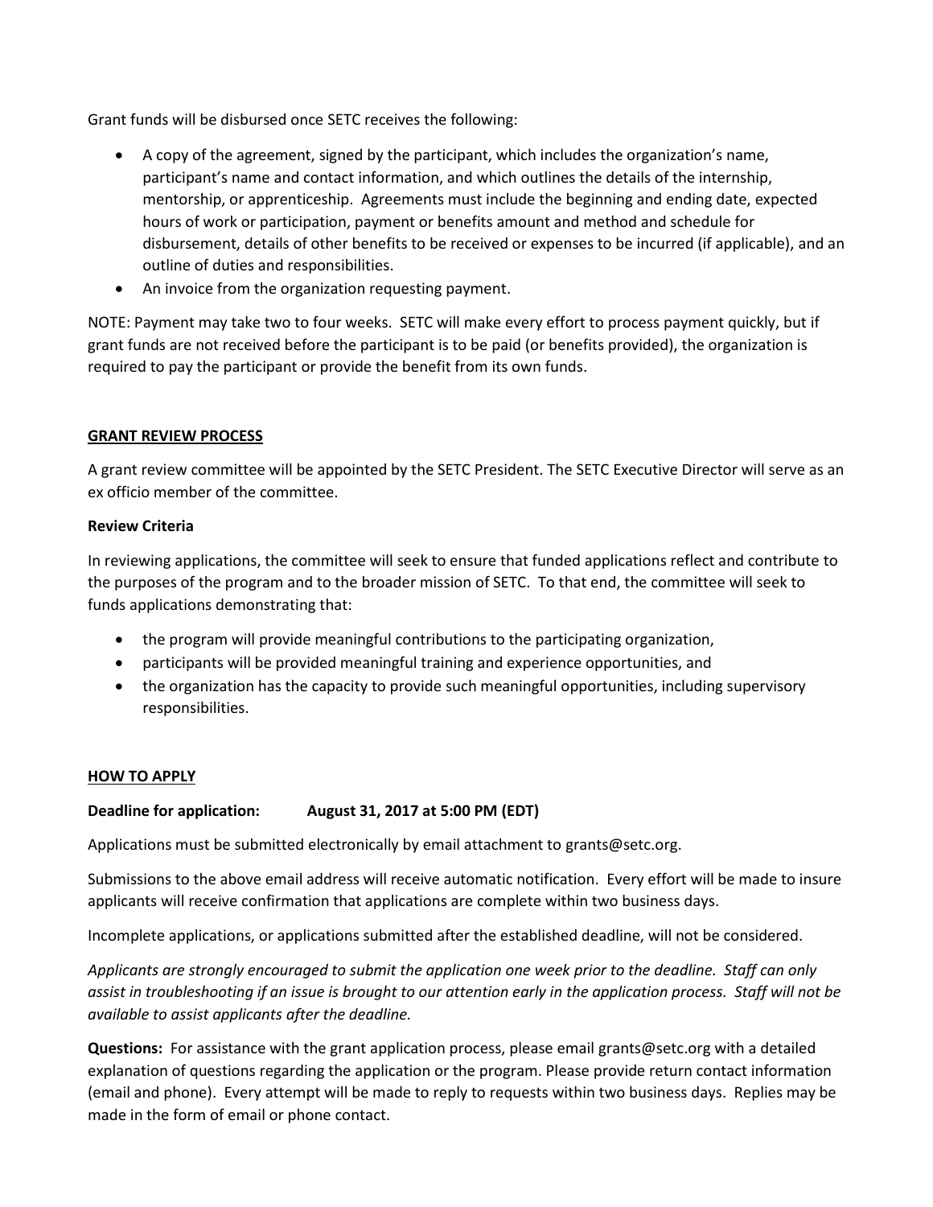Grant funds will be disbursed once SETC receives the following:

- A copy of the agreement, signed by the participant, which includes the organization's name, participant's name and contact information, and which outlines the details of the internship, mentorship, or apprenticeship. Agreements must include the beginning and ending date, expected hours of work or participation, payment or benefits amount and method and schedule for disbursement, details of other benefits to be received or expenses to be incurred (if applicable), and an outline of duties and responsibilities.
- An invoice from the organization requesting payment.

NOTE: Payment may take two to four weeks. SETC will make every effort to process payment quickly, but if grant funds are not received before the participant is to be paid (or benefits provided), the organization is required to pay the participant or provide the benefit from its own funds.

## GRANT REVIEW PROCESS

A grant review committee will be appointed by the SETC President. The SETC Executive Director will serve as an ex officio member of the committee.

**Review Criteria**

In reviewing applications, the committee will seek to ensure that funded applications reflect and contribute to the purposes of the program and to the broader mission of SETC. To that end, the committee will seek to funds applications demonstrating that:

- the program will provide meaningful contributions to the participating organization,
- participants will be provided meaningful training and experience opportunities, and
- the organization has the capacity to provide such meaningful opportunities, including supervisory responsibilities.

## HOW TO APPLY

**Deadline for application: August 31, 2017 at 5:00 PM (EDT)**

Applications must be submitted electronically by email attachment to grants@setc.org.

Submissions to the above email address will receive automatic notification. Every effort will be made to insure applicants will receive confirmation that applications are complete within two business days.

Incomplete applications, or applications submitted after the established deadline, will not be considered.

*Applicants are strongly encouraged to submit the application one week prior to the deadline. Staff can only assist in troubleshooting if an issue is brought to our attention early in the application process. Staff will not be available to assist applicants after the deadline.*

**Questions:** For assistance with the grant application process, please email grants@setc.org with a detailed explanation of questions regarding the application or the program. Please provide return contact information (email and phone). Every attempt will be made to reply to requests within two business days. Replies may be made in the form of email or phone contact.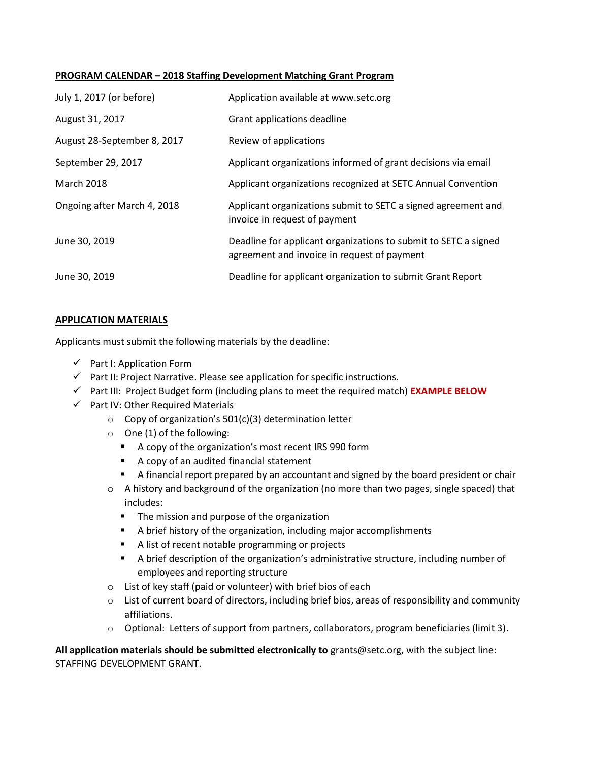**PROGRAM CALENDAR – 2018 Staffing Development Matching Grant Program**

| | |
|---|---|
| July 1, 2017 (or before) | Application available at www.setc.org |
| August 31, 2017 | Grant applications deadline |
| August 28-September 8, 2017 | Review of applications |
| September 29, 2017 | Applicant organizations informed of grant decisions via email |
| March 2018 | Applicant organizations recognized at SETC Annual Convention |
| Ongoing after March 4, 2018 | Applicant organizations submit to SETC a signed agreement and invoice in request of payment |
| June 30, 2019 | Deadline for applicant organizations to submit to SETC a signed agreement and invoice in request of payment |
| June 30, 2019 | Deadline for applicant organization to submit Grant Report |

**APPLICATION MATERIALS**

Applicants must submit the following materials by the deadline:

- ✓ Part I: Application Form
- ✓ Part II: Project Narrative. Please see application for specific instructions.
- ✓ Part III: Project Budget form (including plans to meet the required match) **EXAMPLE BELOW**
- ✓ Part IV: Other Required Materials
  - Copy of organization's 501(c)(3) determination letter
  - One (1) of the following:
    - A copy of the organization's most recent IRS 990 form
    - A copy of an audited financial statement
    - A financial report prepared by an accountant and signed by the board president or chair
  - A history and background of the organization (no more than two pages, single spaced) that includes:
    - The mission and purpose of the organization
    - A brief history of the organization, including major accomplishments
    - A list of recent notable programming or projects
    - A brief description of the organization's administrative structure, including number of employees and reporting structure
  - List of key staff (paid or volunteer) with brief bios of each
  - List of current board of directors, including brief bios, areas of responsibility and community affiliations.
  - Optional: Letters of support from partners, collaborators, program beneficiaries (limit 3).

**All application materials should be submitted electronically to** grants@setc.org, with the subject line: STAFFING DEVELOPMENT GRANT.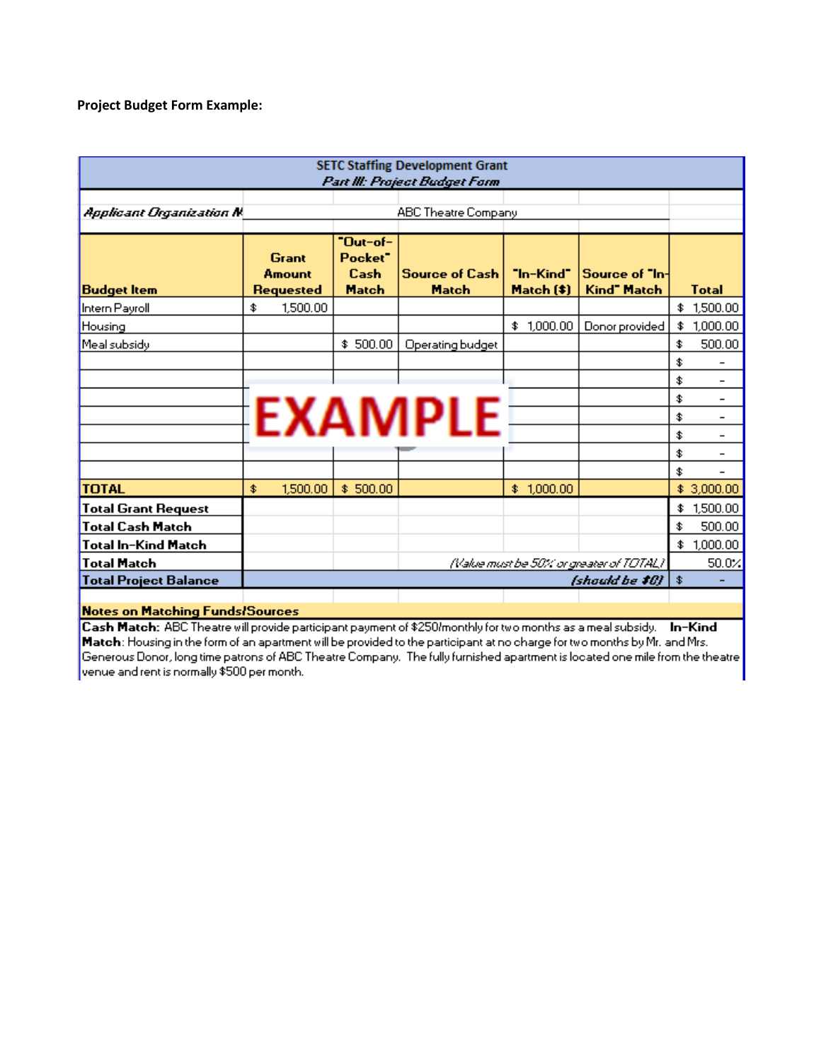**Project Budget Form Example:**

| SETC Staffing Development Grant<br>*Part III: Project Budget Form* | | | | | | |
|---|---|---|---|---|---|---|
| *Applicant Organization N* | ABC Theatre Company | | | | | |
| **Budget Item** | **Grant Amount Requested** | **"Out-of-Pocket" Cash Match** | **Source of Cash Match** | **"In-Kind" Match ($)** | **Source of "In-Kind" Match** | **Total** |
| Intern Payroll | $ 1,500.00 | | | | | $ 1,500.00 |
| Housing | | | | $ 1,000.00 | Donor provided | $ 1,000.00 |
| Meal subsidy | | $ 500.00 | Operating budget | | | $ 500.00 |
| | | | | | | $ - |
| | | | | | | $ - |
| | EXAMPLE | | | | | $ - |
| | | | | | | $ - |
| | | | | | | $ - |
| | | | | | | $ - |
| | | | | | | $ - |
| **TOTAL** | $ 1,500.00 | $ 500.00 | | $ 1,000.00 | | $ 3,000.00 |
| **Total Grant Request** | | | | | | $ 1,500.00 |
| **Total Cash Match** | | | | | | $ 500.00 |
| **Total In-Kind Match** | | | | | | $ 1,000.00 |
| **Total Match** | | | *(Value must be 50% or greater of TOTAL)* | | | 50.0% |
| **Total Project Balance** | | | | | *(should be $0)* | $ - |

**Notes on Matching Funds/Sources**

**Cash Match:** ABC Theatre will provide participant payment of $250/monthly for two months as a meal subsidy. **In-Kind Match**: Housing in the form of an apartment will be provided to the participant at no charge for two months by Mr. and Mrs. Generous Donor, long time patrons of ABC Theatre Company. The fully furnished apartment is located one mile from the theatre venue and rent is normally $500 per month.